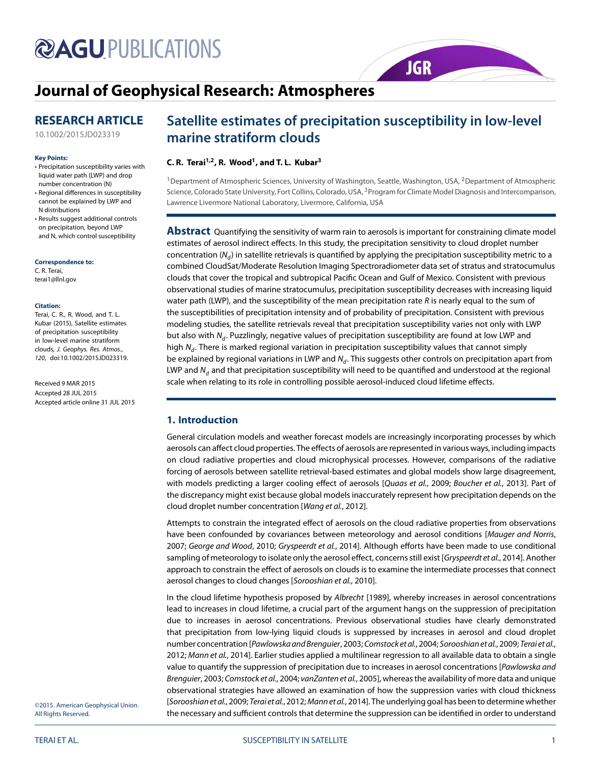# Journal of Geophysical Research: Atmospheres

## RESEARCH ARTICLE

10.1002/2015JD023319

**Key Points:**

- Precipitation susceptibility varies with liquid water path (LWP) and drop number concentration (N)
- Regional differences in susceptibility cannot be explained by LWP and N distributions
- Results suggest additional controls on precipitation, beyond LWP and N, which control susceptibility

**Correspondence to:**
C. R. Terai,
terai1@llnl.gov

**Citation:**
Terai, C. R., R. Wood, and T. L. Kubar (2015), Satellite estimates of precipitation susceptibility in low-level marine stratiform clouds, *J. Geophys. Res. Atmos.*, *120*, doi:10.1002/2015JD023319.

Received 9 MAR 2015
Accepted 28 JUL 2015
Accepted article online 31 JUL 2015

# Satellite estimates of precipitation susceptibility in low-level marine stratiform clouds

**C. R. Terai[1,2], R. Wood[1], and T. L. Kubar[3]**

[1]Department of Atmospheric Sciences, University of Washington, Seattle, Washington, USA, [2]Department of Atmospheric Science, Colorado State University, Fort Collins, Colorado, USA, [3]Program for Climate Model Diagnosis and Intercomparison, Lawrence Livermore National Laboratory, Livermore, California, USA

**Abstract** Quantifying the sensitivity of warm rain to aerosols is important for constraining climate model estimates of aerosol indirect effects. In this study, the precipitation sensitivity to cloud droplet number concentration ($N_d$) in satellite retrievals is quantified by applying the precipitation susceptibility metric to a combined CloudSat/Moderate Resolution Imaging Spectroradiometer data set of stratus and stratocumulus clouds that cover the tropical and subtropical Pacific Ocean and Gulf of Mexico. Consistent with previous observational studies of marine stratocumulus, precipitation susceptibility decreases with increasing liquid water path (LWP), and the susceptibility of the mean precipitation rate $R$ is nearly equal to the sum of the susceptibilities of precipitation intensity and of probability of precipitation. Consistent with previous modeling studies, the satellite retrievals reveal that precipitation susceptibility varies not only with LWP but also with $N_d$. Puzzlingly, negative values of precipitation susceptibility are found at low LWP and high $N_d$. There is marked regional variation in precipitation susceptibility values that cannot simply be explained by regional variations in LWP and $N_d$. This suggests other controls on precipitation apart from LWP and $N_d$ and that precipitation susceptibility will need to be quantified and understood at the regional scale when relating to its role in controlling possible aerosol-induced cloud lifetime effects.

## 1. Introduction

General circulation models and weather forecast models are increasingly incorporating processes by which aerosols can affect cloud properties. The effects of aerosols are represented in various ways, including impacts on cloud radiative properties and cloud microphysical processes. However, comparisons of the radiative forcing of aerosols between satellite retrieval-based estimates and global models show large disagreement, with models predicting a larger cooling effect of aerosols [*Quaas et al.*, 2009; *Boucher et al.*, 2013]. Part of the discrepancy might exist because global models inaccurately represent how precipitation depends on the cloud droplet number concentration [*Wang et al.*, 2012].

Attempts to constrain the integrated effect of aerosols on the cloud radiative properties from observations have been confounded by covariances between meteorology and aerosol conditions [*Mauger and Norris*, 2007; *George and Wood*, 2010; *Gryspeerdt et al.*, 2014]. Although efforts have been made to use conditional sampling of meteorology to isolate only the aerosol effect, concerns still exist [*Gryspeerdt et al.*, 2014]. Another approach to constrain the effect of aerosols on clouds is to examine the intermediate processes that connect aerosol changes to cloud changes [*Sorooshian et al.*, 2010].

In the cloud lifetime hypothesis proposed by *Albrecht* [1989], whereby increases in aerosol concentrations lead to increases in cloud lifetime, a crucial part of the argument hangs on the suppression of precipitation due to increases in aerosol concentrations. Previous observational studies have clearly demonstrated that precipitation from low-lying liquid clouds is suppressed by increases in aerosol and cloud droplet number concentration [*Pawlowska and Brenguier*, 2003; *Comstock et al.*, 2004; *Sorooshian et al.*, 2009; *Terai et al.*, 2012; *Mann et al.*, 2014]. Earlier studies applied a multilinear regression to all available data to obtain a single value to quantify the suppression of precipitation due to increases in aerosol concentrations [*Pawlowska and Brenguier*, 2003; *Comstock et al.*, 2004; *vanZanten et al.*, 2005], whereas the availability of more data and unique observational strategies have allowed an examination of how the suppression varies with cloud thickness [*Sorooshian et al.*, 2009; *Terai et al.*, 2012; *Mann et al.*, 2014]. The underlying goal has been to determine whether the necessary and sufficient controls that determine the suppression can be identified in order to understand

©2015. American Geophysical Union. All Rights Reserved.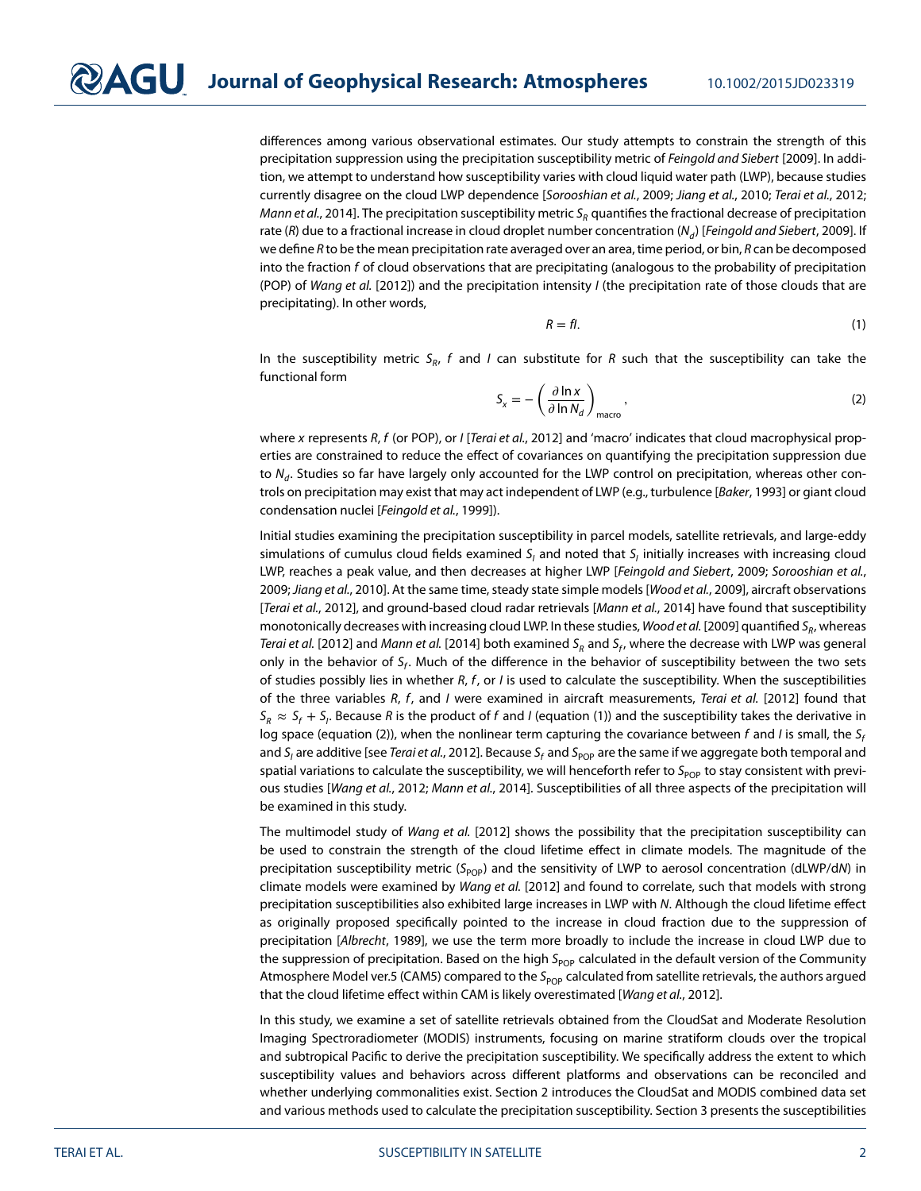differences among various observational estimates. Our study attempts to constrain the strength of this precipitation suppression using the precipitation susceptibility metric of *Feingold and Siebert* [2009]. In addition, we attempt to understand how susceptibility varies with cloud liquid water path (LWP), because studies currently disagree on the cloud LWP dependence [*Sorooshian et al.*, 2009; *Jiang et al.*, 2010; *Terai et al.*, 2012; *Mann et al.*, 2014]. The precipitation susceptibility metric $S_R$ quantifies the fractional decrease of precipitation rate ($R$) due to a fractional increase in cloud droplet number concentration ($N_d$) [*Feingold and Siebert*, 2009]. If we define $R$ to be the mean precipitation rate averaged over an area, time period, or bin, $R$ can be decomposed into the fraction $f$ of cloud observations that are precipitating (analogous to the probability of precipitation (POP) of *Wang et al.* [2012]) and the precipitation intensity $I$ (the precipitation rate of those clouds that are precipitating). In other words,

$$R = fI. \tag{1}$$

In the susceptibility metric $S_R$, $f$ and $I$ can substitute for $R$ such that the susceptibility can take the functional form

$$S_x = -\left(\frac{\partial \ln x}{\partial \ln N_d}\right)_{\text{macro}}, \tag{2}$$

where $x$ represents $R$, $f$ (or POP), or $I$ [*Terai et al.*, 2012] and 'macro' indicates that cloud macrophysical properties are constrained to reduce the effect of covariances on quantifying the precipitation suppression due to $N_d$. Studies so far have largely only accounted for the LWP control on precipitation, whereas other controls on precipitation may exist that may act independent of LWP (e.g., turbulence [*Baker*, 1993] or giant cloud condensation nuclei [*Feingold et al.*, 1999]).

Initial studies examining the precipitation susceptibility in parcel models, satellite retrievals, and large-eddy simulations of cumulus cloud fields examined $S_I$ and noted that $S_I$ initially increases with increasing cloud LWP, reaches a peak value, and then decreases at higher LWP [*Feingold and Siebert*, 2009; *Sorooshian et al.*, 2009; *Jiang et al.*, 2010]. At the same time, steady state simple models [*Wood et al.*, 2009], aircraft observations [*Terai et al.*, 2012], and ground-based cloud radar retrievals [*Mann et al.*, 2014] have found that susceptibility monotonically decreases with increasing cloud LWP. In these studies, *Wood et al.* [2009] quantified $S_R$, whereas *Terai et al.* [2012] and *Mann et al.* [2014] both examined $S_R$ and $S_f$, where the decrease with LWP was general only in the behavior of $S_f$. Much of the difference in the behavior of susceptibility between the two sets of studies possibly lies in whether $R$, $f$, or $I$ is used to calculate the susceptibility. When the susceptibilities of the three variables $R$, $f$, and $I$ were examined in aircraft measurements, *Terai et al.* [2012] found that $S_R \approx S_f + S_I$. Because $R$ is the product of $f$ and $I$ (equation (1)) and the susceptibility takes the derivative in log space (equation (2)), when the nonlinear term capturing the covariance between $f$ and $I$ is small, the $S_f$ and $S_I$ are additive [see *Terai et al.*, 2012]. Because $S_f$ and $S_{\text{POP}}$ are the same if we aggregate both temporal and spatial variations to calculate the susceptibility, we will henceforth refer to $S_{\text{POP}}$ to stay consistent with previous studies [*Wang et al.*, 2012; *Mann et al.*, 2014]. Susceptibilities of all three aspects of the precipitation will be examined in this study.

The multimodel study of *Wang et al.* [2012] shows the possibility that the precipitation susceptibility can be used to constrain the strength of the cloud lifetime effect in climate models. The magnitude of the precipitation susceptibility metric ($S_{\text{POP}}$) and the sensitivity of LWP to aerosol concentration (dLWP/d$N$) in climate models were examined by *Wang et al.* [2012] and found to correlate, such that models with strong precipitation susceptibilities also exhibited large increases in LWP with $N$. Although the cloud lifetime effect as originally proposed specifically pointed to the increase in cloud fraction due to the suppression of precipitation [*Albrecht*, 1989], we use the term more broadly to include the increase in cloud LWP due to the suppression of precipitation. Based on the high $S_{\text{POP}}$ calculated in the default version of the Community Atmosphere Model ver.5 (CAM5) compared to the $S_{\text{POP}}$ calculated from satellite retrievals, the authors argued that the cloud lifetime effect within CAM is likely overestimated [*Wang et al.*, 2012].

In this study, we examine a set of satellite retrievals obtained from the CloudSat and Moderate Resolution Imaging Spectroradiometer (MODIS) instruments, focusing on marine stratiform clouds over the tropical and subtropical Pacific to derive the precipitation susceptibility. We specifically address the extent to which susceptibility values and behaviors across different platforms and observations can be reconciled and whether underlying commonalities exist. Section 2 introduces the CloudSat and MODIS combined data set and various methods used to calculate the precipitation susceptibility. Section 3 presents the susceptibilities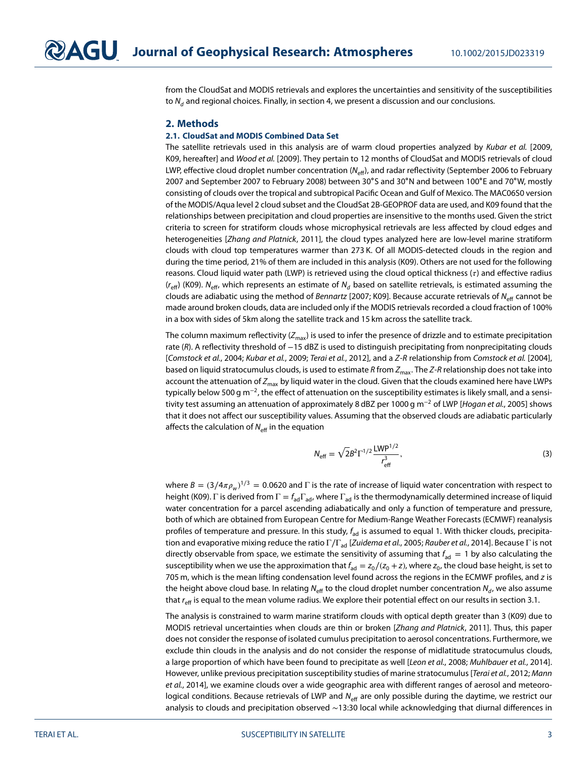from the CloudSat and MODIS retrievals and explores the uncertainties and sensitivity of the susceptibilities to $N_d$ and regional choices. Finally, in section 4, we present a discussion and our conclusions.

## 2. Methods

### 2.1. CloudSat and MODIS Combined Data Set

The satellite retrievals used in this analysis are of warm cloud properties analyzed by *Kubar et al.* [2009, K09, hereafter] and *Wood et al.* [2009]. They pertain to 12 months of CloudSat and MODIS retrievals of cloud LWP, effective cloud droplet number concentration ($N_{\text{eff}}$), and radar reflectivity (September 2006 to February 2007 and September 2007 to February 2008) between 30°S and 30°N and between 100°E and 70°W, mostly consisting of clouds over the tropical and subtropical Pacific Ocean and Gulf of Mexico. The MAC06S0 version of the MODIS/Aqua level 2 cloud subset and the CloudSat 2B-GEOPROF data are used, and K09 found that the relationships between precipitation and cloud properties are insensitive to the months used. Given the strict criteria to screen for stratiform clouds whose microphysical retrievals are less affected by cloud edges and heterogeneities [*Zhang and Platnick*, 2011], the cloud types analyzed here are low-level marine stratiform clouds with cloud top temperatures warmer than 273 K. Of all MODIS-detected clouds in the region and during the time period, 21% of them are included in this analysis (K09). Others are not used for the following reasons. Cloud liquid water path (LWP) is retrieved using the cloud optical thickness ($\tau$) and effective radius ($r_{\text{eff}}$) (K09). $N_{\text{eff}}$, which represents an estimate of $N_d$ based on satellite retrievals, is estimated assuming the clouds are adiabatic using the method of *Bennartz* [2007; K09]. Because accurate retrievals of $N_{\text{eff}}$ cannot be made around broken clouds, data are included only if the MODIS retrievals recorded a cloud fraction of 100% in a box with sides of 5km along the satellite track and 15 km across the satellite track.

The column maximum reflectivity ($Z_{\text{max}}$) is used to infer the presence of drizzle and to estimate precipitation rate ($R$). A reflectivity threshold of −15 dBZ is used to distinguish precipitating from nonprecipitating clouds [*Comstock et al.*, 2004; *Kubar et al.*, 2009; *Terai et al.*, 2012], and a *Z-R* relationship from *Comstock et al.* [2004], based on liquid stratocumulus clouds, is used to estimate $R$ from $Z_{\text{max}}$. The *Z-R* relationship does not take into account the attenuation of $Z_{\text{max}}$ by liquid water in the cloud. Given that the clouds examined here have LWPs typically below 500 g m$^{-2}$, the effect of attenuation on the susceptibility estimates is likely small, and a sensitivity test assuming an attenuation of approximately 8 dBZ per 1000 g m$^{-2}$ of LWP [*Hogan et al.*, 2005] shows that it does not affect our susceptibility values. Assuming that the observed clouds are adiabatic particularly affects the calculation of $N_{\text{eff}}$ in the equation

$$N_{\text{eff}} = \sqrt{2}B^2\Gamma^{-1/2}\frac{\text{LWP}^{1/2}}{r_{\text{eff}}^3}, \tag{3}$$

where $B = (3/4\pi\rho_w)^{1/3} = 0.0620$ and $\Gamma$ is the rate of increase of liquid water concentration with respect to height (K09). $\Gamma$ is derived from $\Gamma = f_{\text{ad}}\Gamma_{\text{ad}}$, where $\Gamma_{\text{ad}}$ is the thermodynamically determined increase of liquid water concentration for a parcel ascending adiabatically and only a function of temperature and pressure, both of which are obtained from European Centre for Medium-Range Weather Forecasts (ECMWF) reanalysis profiles of temperature and pressure. In this study, $f_{\text{ad}}$ is assumed to equal 1. With thicker clouds, precipitation and evaporative mixing reduce the ratio $\Gamma/\Gamma_{\text{ad}}$ [*Zuidema et al.*, 2005; *Rauber et al.*, 2014]. Because $\Gamma$ is not directly observable from space, we estimate the sensitivity of assuming that $f_{\text{ad}} = 1$ by also calculating the susceptibility when we use the approximation that $f_{\text{ad}} = z_0/(z_0 + z)$, where $z_0$, the cloud base height, is set to 705 m, which is the mean lifting condensation level found across the regions in the ECMWF profiles, and $z$ is the height above cloud base. In relating $N_{\text{eff}}$ to the cloud droplet number concentration $N_d$, we also assume that $r_{\text{eff}}$ is equal to the mean volume radius. We explore their potential effect on our results in section 3.1.

The analysis is constrained to warm marine stratiform clouds with optical depth greater than 3 (K09) due to MODIS retrieval uncertainties when clouds are thin or broken [*Zhang and Platnick*, 2011]. Thus, this paper does not consider the response of isolated cumulus precipitation to aerosol concentrations. Furthermore, we exclude thin clouds in the analysis and do not consider the response of midlatitude stratocumulus clouds, a large proportion of which have been found to precipitate as well [*Leon et al.*, 2008; *Muhlbauer et al.*, 2014]. However, unlike previous precipitation susceptibility studies of marine stratocumulus [*Terai et al.*, 2012; *Mann et al.*, 2014], we examine clouds over a wide geographic area with different ranges of aerosol and meteorological conditions. Because retrievals of LWP and $N_{\text{eff}}$ are only possible during the daytime, we restrict our analysis to clouds and precipitation observed ∼13:30 local while acknowledging that diurnal differences in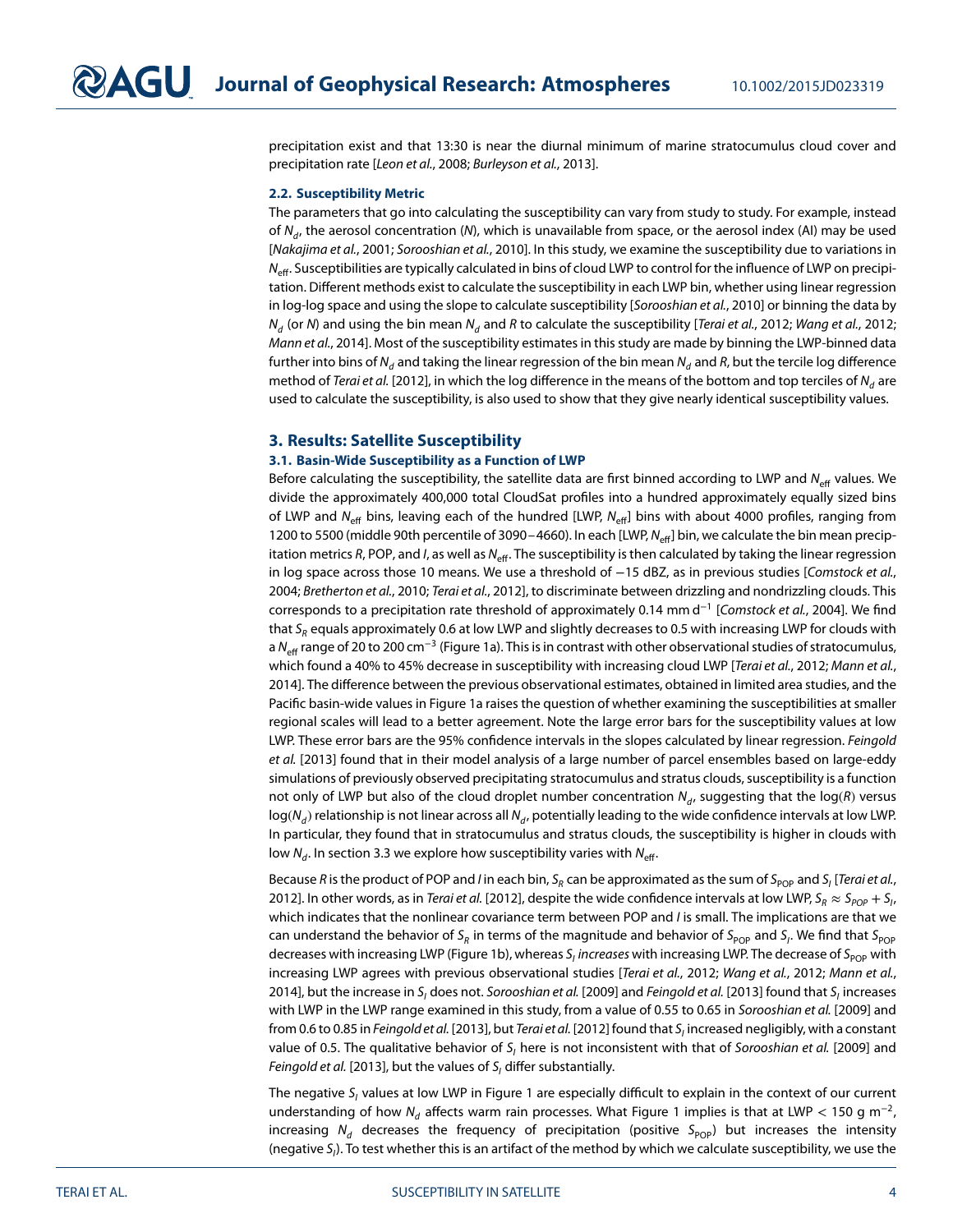precipitation exist and that 13:30 is near the diurnal minimum of marine stratocumulus cloud cover and precipitation rate [*Leon et al.*, 2008; *Burleyson et al.*, 2013].

### 2.2. Susceptibility Metric

The parameters that go into calculating the susceptibility can vary from study to study. For example, instead of $N_d$, the aerosol concentration ($N$), which is unavailable from space, or the aerosol index (AI) may be used [*Nakajima et al.*, 2001; *Sorooshian et al.*, 2010]. In this study, we examine the susceptibility due to variations in $N_{\mathrm{eff}}$. Susceptibilities are typically calculated in bins of cloud LWP to control for the influence of LWP on precipitation. Different methods exist to calculate the susceptibility in each LWP bin, whether using linear regression in log-log space and using the slope to calculate susceptibility [*Sorooshian et al.*, 2010] or binning the data by $N_d$ (or $N$) and using the bin mean $N_d$ and $R$ to calculate the susceptibility [*Terai et al.*, 2012; *Wang et al.*, 2012; *Mann et al.*, 2014]. Most of the susceptibility estimates in this study are made by binning the LWP-binned data further into bins of $N_d$ and taking the linear regression of the bin mean $N_d$ and $R$, but the tercile log difference method of *Terai et al.* [2012], in which the log difference in the means of the bottom and top terciles of $N_d$ are used to calculate the susceptibility, is also used to show that they give nearly identical susceptibility values.

## 3. Results: Satellite Susceptibility

### 3.1. Basin-Wide Susceptibility as a Function of LWP

Before calculating the susceptibility, the satellite data are first binned according to LWP and $N_{\mathrm{eff}}$ values. We divide the approximately 400,000 total CloudSat profiles into a hundred approximately equally sized bins of LWP and $N_{\mathrm{eff}}$ bins, leaving each of the hundred [LWP, $N_{\mathrm{eff}}$] bins with about 4000 profiles, ranging from 1200 to 5500 (middle 90th percentile of 3090–4660). In each [LWP, $N_{\mathrm{eff}}$] bin, we calculate the bin mean precipitation metrics $R$, POP, and $I$, as well as $N_{\mathrm{eff}}$. The susceptibility is then calculated by taking the linear regression in log space across those 10 means. We use a threshold of −15 dBZ, as in previous studies [*Comstock et al.*, 2004; *Bretherton et al.*, 2010; *Terai et al.*, 2012], to discriminate between drizzling and nondrizzling clouds. This corresponds to a precipitation rate threshold of approximately 0.14 mm d$^{-1}$ [*Comstock et al.*, 2004]. We find that $S_R$ equals approximately 0.6 at low LWP and slightly decreases to 0.5 with increasing LWP for clouds with a $N_{\mathrm{eff}}$ range of 20 to 200 cm$^{-3}$ (Figure 1a). This is in contrast with other observational studies of stratocumulus, which found a 40% to 45% decrease in susceptibility with increasing cloud LWP [*Terai et al.*, 2012; *Mann et al.*, 2014]. The difference between the previous observational estimates, obtained in limited area studies, and the Pacific basin-wide values in Figure 1a raises the question of whether examining the susceptibilities at smaller regional scales will lead to a better agreement. Note the large error bars for the susceptibility values at low LWP. These error bars are the 95% confidence intervals in the slopes calculated by linear regression. *Feingold et al.* [2013] found that in their model analysis of a large number of parcel ensembles based on large-eddy simulations of previously observed precipitating stratocumulus and stratus clouds, susceptibility is a function not only of LWP but also of the cloud droplet number concentration $N_d$, suggesting that the log($R$) versus log($N_d$) relationship is not linear across all $N_d$, potentially leading to the wide confidence intervals at low LWP. In particular, they found that in stratocumulus and stratus clouds, the susceptibility is higher in clouds with low $N_d$. In section 3.3 we explore how susceptibility varies with $N_{\mathrm{eff}}$.

Because $R$ is the product of POP and $I$ in each bin, $S_R$ can be approximated as the sum of $S_{\mathrm{POP}}$ and $S_I$ [*Terai et al.*, 2012]. In other words, as in *Terai et al.* [2012], despite the wide confidence intervals at low LWP, $S_R \approx S_{POP} + S_I$, which indicates that the nonlinear covariance term between POP and $I$ is small. The implications are that we can understand the behavior of $S_R$ in terms of the magnitude and behavior of $S_{\mathrm{POP}}$ and $S_I$. We find that $S_{\mathrm{POP}}$ decreases with increasing LWP (Figure 1b), whereas $S_I$ *increases* with increasing LWP. The decrease of $S_{\mathrm{POP}}$ with increasing LWP agrees with previous observational studies [*Terai et al.*, 2012; *Wang et al.*, 2012; *Mann et al.*, 2014], but the increase in $S_I$ does not. *Sorooshian et al.* [2009] and *Feingold et al.* [2013] found that $S_I$ increases with LWP in the LWP range examined in this study, from a value of 0.55 to 0.65 in *Sorooshian et al.* [2009] and from 0.6 to 0.85 in *Feingold et al.* [2013], but *Terai et al.* [2012] found that $S_I$ increased negligibly, with a constant value of 0.5. The qualitative behavior of $S_I$ here is not inconsistent with that of *Sorooshian et al.* [2009] and *Feingold et al.* [2013], but the values of $S_I$ differ substantially.

The negative $S_I$ values at low LWP in Figure 1 are especially difficult to explain in the context of our current understanding of how $N_d$ affects warm rain processes. What Figure 1 implies is that at LWP < 150 g m$^{-2}$, increasing $N_d$ decreases the frequency of precipitation (positive $S_{\mathrm{POP}}$) but increases the intensity (negative $S_I$). To test whether this is an artifact of the method by which we calculate susceptibility, we use the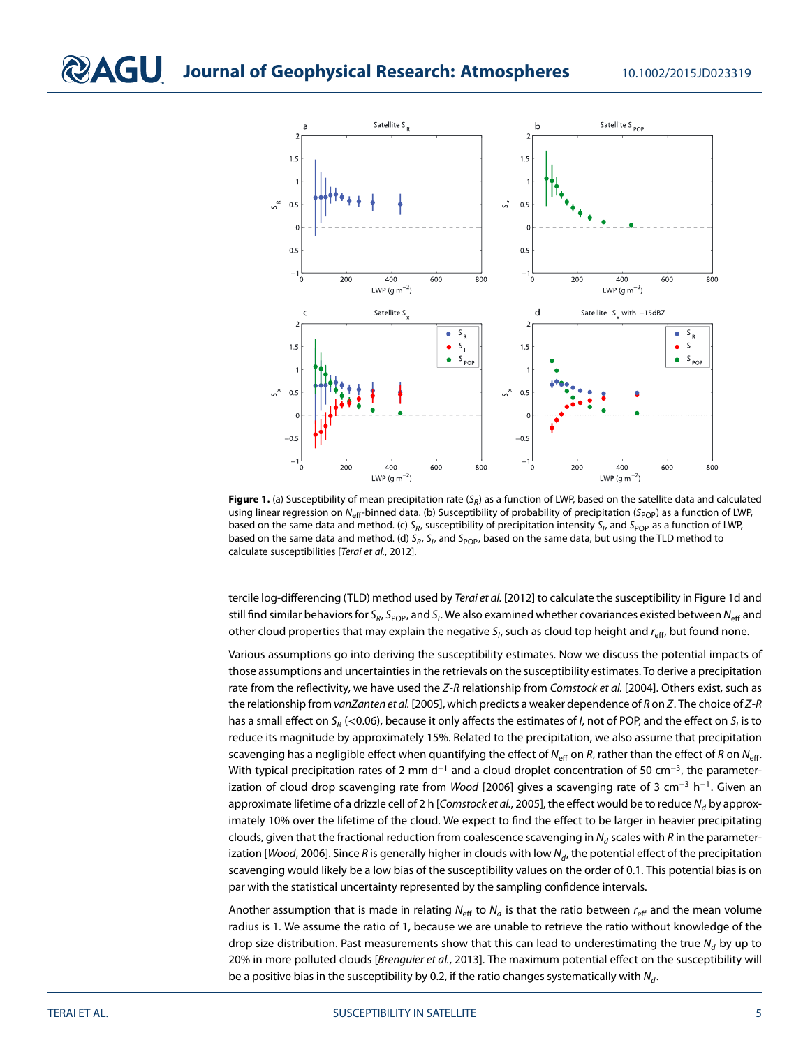**Figure 1.** (a) Susceptibility of mean precipitation rate ($S_R$) as a function of LWP, based on the satellite data and calculated using linear regression on $N_{\mathrm{eff}}$-binned data. (b) Susceptibility of probability of precipitation ($S_{\mathrm{POP}}$) as a function of LWP, based on the same data and method. (c) $S_R$, susceptibility of precipitation intensity $S_I$, and $S_{\mathrm{POP}}$ as a function of LWP, based on the same data and method. (d) $S_R$, $S_I$, and $S_{\mathrm{POP}}$, based on the same data, but using the TLD method to calculate susceptibilities [*Terai et al.*, 2012].

tercile log-differencing (TLD) method used by *Terai et al.* [2012] to calculate the susceptibility in Figure 1d and still find similar behaviors for $S_R$, $S_{\mathrm{POP}}$, and $S_I$. We also examined whether covariances existed between $N_{\mathrm{eff}}$ and other cloud properties that may explain the negative $S_I$, such as cloud top height and $r_{\mathrm{eff}}$, but found none.

Various assumptions go into deriving the susceptibility estimates. Now we discuss the potential impacts of those assumptions and uncertainties in the retrievals on the susceptibility estimates. To derive a precipitation rate from the reflectivity, we have used the *Z-R* relationship from *Comstock et al.* [2004]. Others exist, such as the relationship from *vanZanten et al.* [2005], which predicts a weaker dependence of *R* on *Z*. The choice of *Z-R* has a small effect on $S_R$ (<0.06), because it only affects the estimates of *I*, not of POP, and the effect on $S_I$ is to reduce its magnitude by approximately 15%. Related to the precipitation, we also assume that precipitation scavenging has a negligible effect when quantifying the effect of $N_{\mathrm{eff}}$ on *R*, rather than the effect of *R* on $N_{\mathrm{eff}}$. With typical precipitation rates of 2 mm d$^{-1}$ and a cloud droplet concentration of 50 cm$^{-3}$, the parameterization of cloud drop scavenging rate from *Wood* [2006] gives a scavenging rate of 3 cm$^{-3}$ h$^{-1}$. Given an approximate lifetime of a drizzle cell of 2 h [*Comstock et al.*, 2005], the effect would be to reduce $N_d$ by approximately 10% over the lifetime of the cloud. We expect to find the effect to be larger in heavier precipitating clouds, given that the fractional reduction from coalescence scavenging in $N_d$ scales with *R* in the parameterization [*Wood*, 2006]. Since *R* is generally higher in clouds with low $N_d$, the potential effect of the precipitation scavenging would likely be a low bias of the susceptibility values on the order of 0.1. This potential bias is on par with the statistical uncertainty represented by the sampling confidence intervals.

Another assumption that is made in relating $N_{\mathrm{eff}}$ to $N_d$ is that the ratio between $r_{\mathrm{eff}}$ and the mean volume radius is 1. We assume the ratio of 1, because we are unable to retrieve the ratio without knowledge of the drop size distribution. Past measurements show that this can lead to underestimating the true $N_d$ by up to 20% in more polluted clouds [*Brenguier et al.*, 2013]. The maximum potential effect on the susceptibility will be a positive bias in the susceptibility by 0.2, if the ratio changes systematically with $N_d$.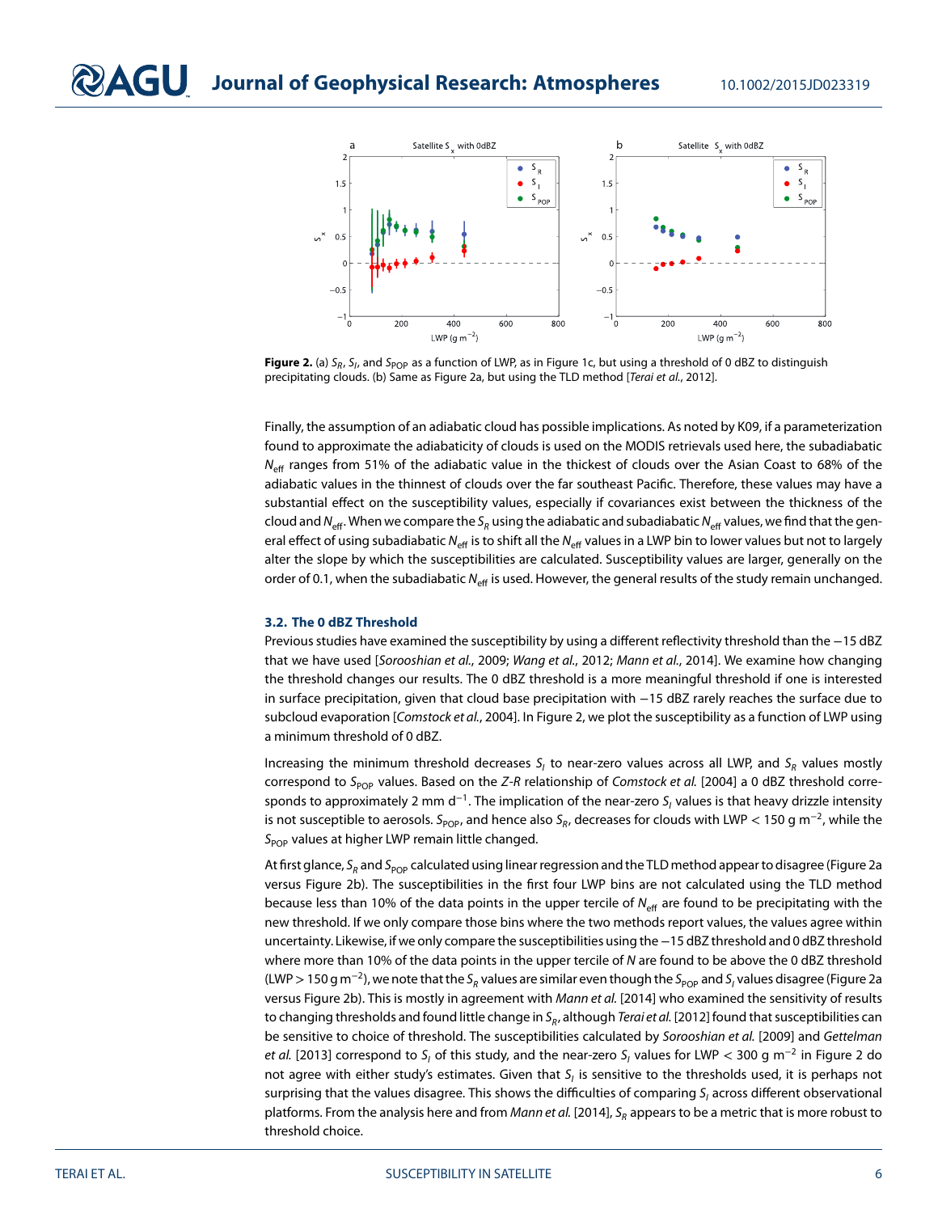**Figure 2.** (a) $S_R$, $S_I$, and $S_{POP}$ as a function of LWP, as in Figure 1c, but using a threshold of 0 dBZ to distinguish precipitating clouds. (b) Same as Figure 2a, but using the TLD method [*Terai et al.*, 2012].

Finally, the assumption of an adiabatic cloud has possible implications. As noted by K09, if a parameterization found to approximate the adiabaticity of clouds is used on the MODIS retrievals used here, the subadiabatic $N_{eff}$ ranges from 51% of the adiabatic value in the thickest of clouds over the Asian Coast to 68% of the adiabatic values in the thinnest of clouds over the far southeast Pacific. Therefore, these values may have a substantial effect on the susceptibility values, especially if covariances exist between the thickness of the cloud and $N_{eff}$. When we compare the $S_R$ using the adiabatic and subadiabatic $N_{eff}$ values, we find that the general effect of using subadiabatic $N_{eff}$ is to shift all the $N_{eff}$ values in a LWP bin to lower values but not to largely alter the slope by which the susceptibilities are calculated. Susceptibility values are larger, generally on the order of 0.1, when the subadiabatic $N_{eff}$ is used. However, the general results of the study remain unchanged.

### 3.2. The 0 dBZ Threshold

Previous studies have examined the susceptibility by using a different reflectivity threshold than the −15 dBZ that we have used [*Sorooshian et al.*, 2009; *Wang et al.*, 2012; *Mann et al.*, 2014]. We examine how changing the threshold changes our results. The 0 dBZ threshold is a more meaningful threshold if one is interested in surface precipitation, given that cloud base precipitation with −15 dBZ rarely reaches the surface due to subcloud evaporation [*Comstock et al.*, 2004]. In Figure 2, we plot the susceptibility as a function of LWP using a minimum threshold of 0 dBZ.

Increasing the minimum threshold decreases $S_I$ to near-zero values across all LWP, and $S_R$ values mostly correspond to $S_{POP}$ values. Based on the *Z-R* relationship of *Comstock et al.* [2004] a 0 dBZ threshold corresponds to approximately 2 mm d$^{-1}$. The implication of the near-zero $S_I$ values is that heavy drizzle intensity is not susceptible to aerosols. $S_{POP}$, and hence also $S_R$, decreases for clouds with LWP < 150 g m$^{-2}$, while the $S_{POP}$ values at higher LWP remain little changed.

At first glance, $S_R$ and $S_{POP}$ calculated using linear regression and the TLD method appear to disagree (Figure 2a versus Figure 2b). The susceptibilities in the first four LWP bins are not calculated using the TLD method because less than 10% of the data points in the upper tercile of $N_{eff}$ are found to be precipitating with the new threshold. If we only compare those bins where the two methods report values, the values agree within uncertainty. Likewise, if we only compare the susceptibilities using the −15 dBZ threshold and 0 dBZ threshold where more than 10% of the data points in the upper tercile of $N$ are found to be above the 0 dBZ threshold (LWP > 150 g m$^{-2}$), we note that the $S_R$ values are similar even though the $S_{POP}$ and $S_I$ values disagree (Figure 2a versus Figure 2b). This is mostly in agreement with *Mann et al.* [2014] who examined the sensitivity of results to changing thresholds and found little change in $S_R$, although *Terai et al.* [2012] found that susceptibilities can be sensitive to choice of threshold. The susceptibilities calculated by *Sorooshian et al.* [2009] and *Gettelman et al.* [2013] correspond to $S_I$ of this study, and the near-zero $S_I$ values for LWP < 300 g m$^{-2}$ in Figure 2 do not agree with either study's estimates. Given that $S_I$ is sensitive to the thresholds used, it is perhaps not surprising that the values disagree. This shows the difficulties of comparing $S_I$ across different observational platforms. From the analysis here and from *Mann et al.* [2014], $S_R$ appears to be a metric that is more robust to threshold choice.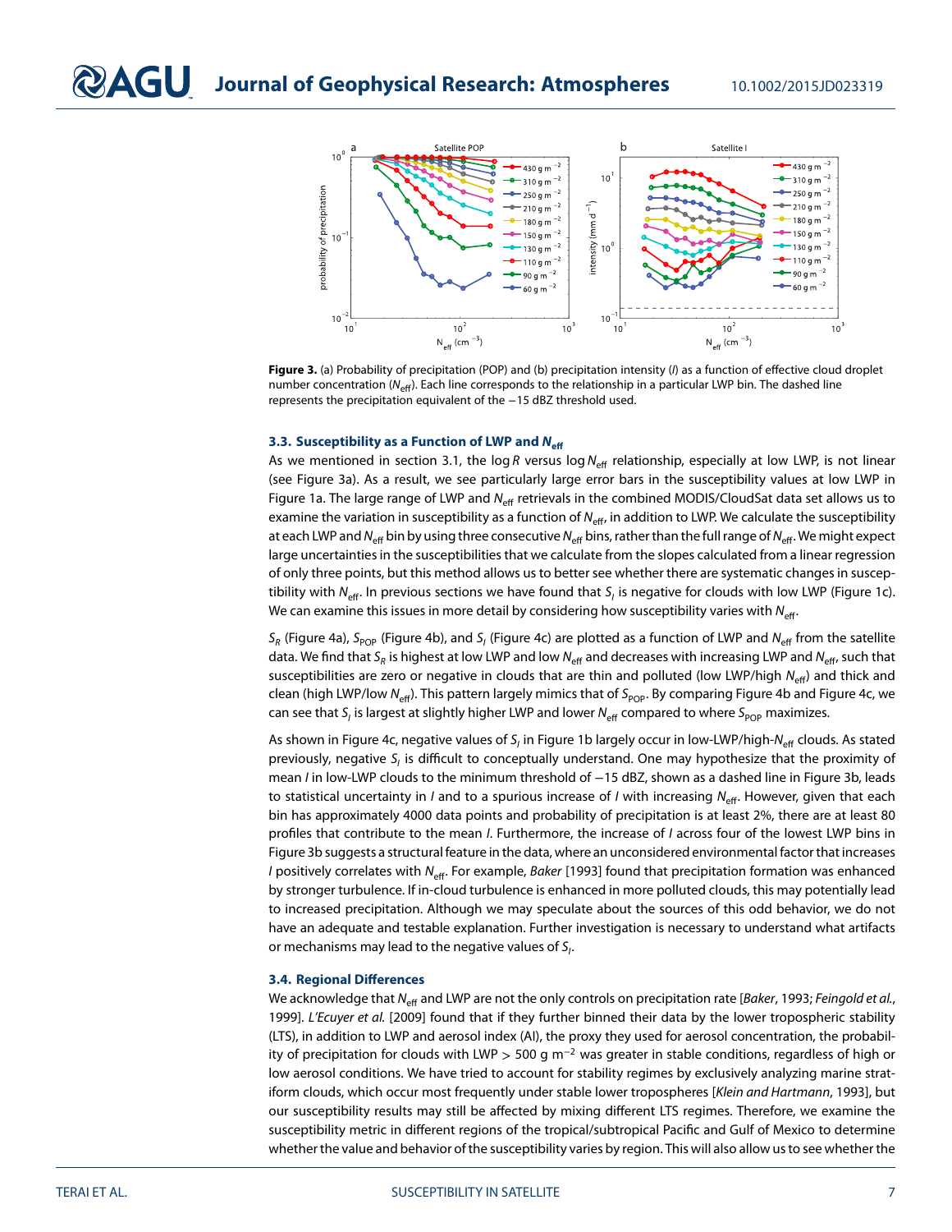**Figure 3.** (a) Probability of precipitation (POP) and (b) precipitation intensity ($I$) as a function of effective cloud droplet number concentration ($N_{eff}$). Each line corresponds to the relationship in a particular LWP bin. The dashed line represents the precipitation equivalent of the −15 dBZ threshold used.

### 3.3. Susceptibility as a Function of LWP and $N_{eff}$

As we mentioned in section 3.1, the $\log R$ versus $\log N_{eff}$ relationship, especially at low LWP, is not linear (see Figure 3a). As a result, we see particularly large error bars in the susceptibility values at low LWP in Figure 1a. The large range of LWP and $N_{eff}$ retrievals in the combined MODIS/CloudSat data set allows us to examine the variation in susceptibility as a function of $N_{eff}$, in addition to LWP. We calculate the susceptibility at each LWP and $N_{eff}$ bin by using three consecutive $N_{eff}$ bins, rather than the full range of $N_{eff}$. We might expect large uncertainties in the susceptibilities that we calculate from the slopes calculated from a linear regression of only three points, but this method allows us to better see whether there are systematic changes in susceptibility with $N_{eff}$. In previous sections we have found that $S_I$ is negative for clouds with low LWP (Figure 1c). We can examine this issues in more detail by considering how susceptibility varies with $N_{eff}$.

$S_R$ (Figure 4a), $S_{POP}$ (Figure 4b), and $S_I$ (Figure 4c) are plotted as a function of LWP and $N_{eff}$ from the satellite data. We find that $S_R$ is highest at low LWP and low $N_{eff}$ and decreases with increasing LWP and $N_{eff}$, such that susceptibilities are zero or negative in clouds that are thin and polluted (low LWP/high $N_{eff}$) and thick and clean (high LWP/low $N_{eff}$). This pattern largely mimics that of $S_{POP}$. By comparing Figure 4b and Figure 4c, we can see that $S_I$ is largest at slightly higher LWP and lower $N_{eff}$ compared to where $S_{POP}$ maximizes.

As shown in Figure 4c, negative values of $S_I$ in Figure 1b largely occur in low-LWP/high-$N_{eff}$ clouds. As stated previously, negative $S_I$ is difficult to conceptually understand. One may hypothesize that the proximity of mean $I$ in low-LWP clouds to the minimum threshold of −15 dBZ, shown as a dashed line in Figure 3b, leads to statistical uncertainty in $I$ and to a spurious increase of $I$ with increasing $N_{eff}$. However, given that each bin has approximately 4000 data points and probability of precipitation is at least 2%, there are at least 80 profiles that contribute to the mean $I$. Furthermore, the increase of $I$ across four of the lowest LWP bins in Figure 3b suggests a structural feature in the data, where an unconsidered environmental factor that increases $I$ positively correlates with $N_{eff}$. For example, *Baker* [1993] found that precipitation formation was enhanced by stronger turbulence. If in-cloud turbulence is enhanced in more polluted clouds, this may potentially lead to increased precipitation. Although we may speculate about the sources of this odd behavior, we do not have an adequate and testable explanation. Further investigation is necessary to understand what artifacts or mechanisms may lead to the negative values of $S_I$.

### 3.4. Regional Differences

We acknowledge that $N_{eff}$ and LWP are not the only controls on precipitation rate [*Baker*, 1993; *Feingold et al.*, 1999]. *L'Ecuyer et al.* [2009] found that if they further binned their data by the lower tropospheric stability (LTS), in addition to LWP and aerosol index (AI), the proxy they used for aerosol concentration, the probability of precipitation for clouds with LWP > 500 g m$^{-2}$ was greater in stable conditions, regardless of high or low aerosol conditions. We have tried to account for stability regimes by exclusively analyzing marine stratiform clouds, which occur most frequently under stable lower tropospheres [*Klein and Hartmann*, 1993], but our susceptibility results may still be affected by mixing different LTS regimes. Therefore, we examine the susceptibility metric in different regions of the tropical/subtropical Pacific and Gulf of Mexico to determine whether the value and behavior of the susceptibility varies by region. This will also allow us to see whether the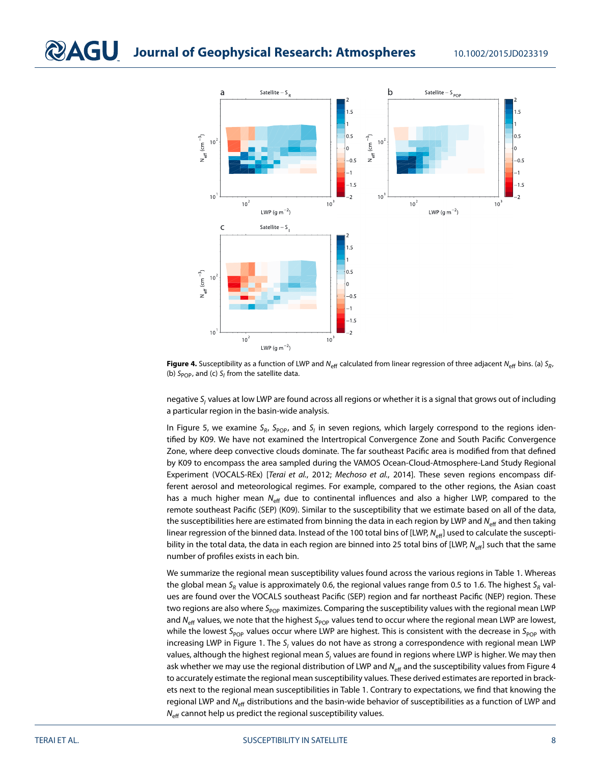**Figure 4.** Susceptibility as a function of LWP and $N_{eff}$ calculated from linear regression of three adjacent $N_{eff}$ bins. (a) $S_R$, (b) $S_{POP}$, and (c) $S_l$ from the satellite data.

negative $S_l$ values at low LWP are found across all regions or whether it is a signal that grows out of including a particular region in the basin-wide analysis.

In Figure 5, we examine $S_R$, $S_{POP}$, and $S_l$ in seven regions, which largely correspond to the regions identified by K09. We have not examined the Intertropical Convergence Zone and South Pacific Convergence Zone, where deep convective clouds dominate. The far southeast Pacific area is modified from that defined by K09 to encompass the area sampled during the VAMOS Ocean-Cloud-Atmosphere-Land Study Regional Experiment (VOCALS-REx) [*Terai et al.*, 2012; *Mechoso et al.*, 2014]. These seven regions encompass different aerosol and meteorological regimes. For example, compared to the other regions, the Asian coast has a much higher mean $N_{eff}$ due to continental influences and also a higher LWP, compared to the remote southeast Pacific (SEP) (K09). Similar to the susceptibility that we estimate based on all of the data, the susceptibilities here are estimated from binning the data in each region by LWP and $N_{eff}$ and then taking linear regression of the binned data. Instead of the 100 total bins of [LWP, $N_{eff}$] used to calculate the susceptibility in the total data, the data in each region are binned into 25 total bins of [LWP, $N_{eff}$] such that the same number of profiles exists in each bin.

We summarize the regional mean susceptibility values found across the various regions in Table 1. Whereas the global mean $S_R$ value is approximately 0.6, the regional values range from 0.5 to 1.6. The highest $S_R$ values are found over the VOCALS southeast Pacific (SEP) region and far northeast Pacific (NEP) region. These two regions are also where $S_{POP}$ maximizes. Comparing the susceptibility values with the regional mean LWP and $N_{eff}$ values, we note that the highest $S_{POP}$ values tend to occur where the regional mean LWP are lowest, while the lowest $S_{POP}$ values occur where LWP are highest. This is consistent with the decrease in $S_{POP}$ with increasing LWP in Figure 1. The $S_l$ values do not have as strong a correspondence with regional mean LWP values, although the highest regional mean $S_l$ values are found in regions where LWP is higher. We may then ask whether we may use the regional distribution of LWP and $N_{eff}$ and the susceptibility values from Figure 4 to accurately estimate the regional mean susceptibility values. These derived estimates are reported in brackets next to the regional mean susceptibilities in Table 1. Contrary to expectations, we find that knowing the regional LWP and $N_{eff}$ distributions and the basin-wide behavior of susceptibilities as a function of LWP and $N_{eff}$ cannot help us predict the regional susceptibility values.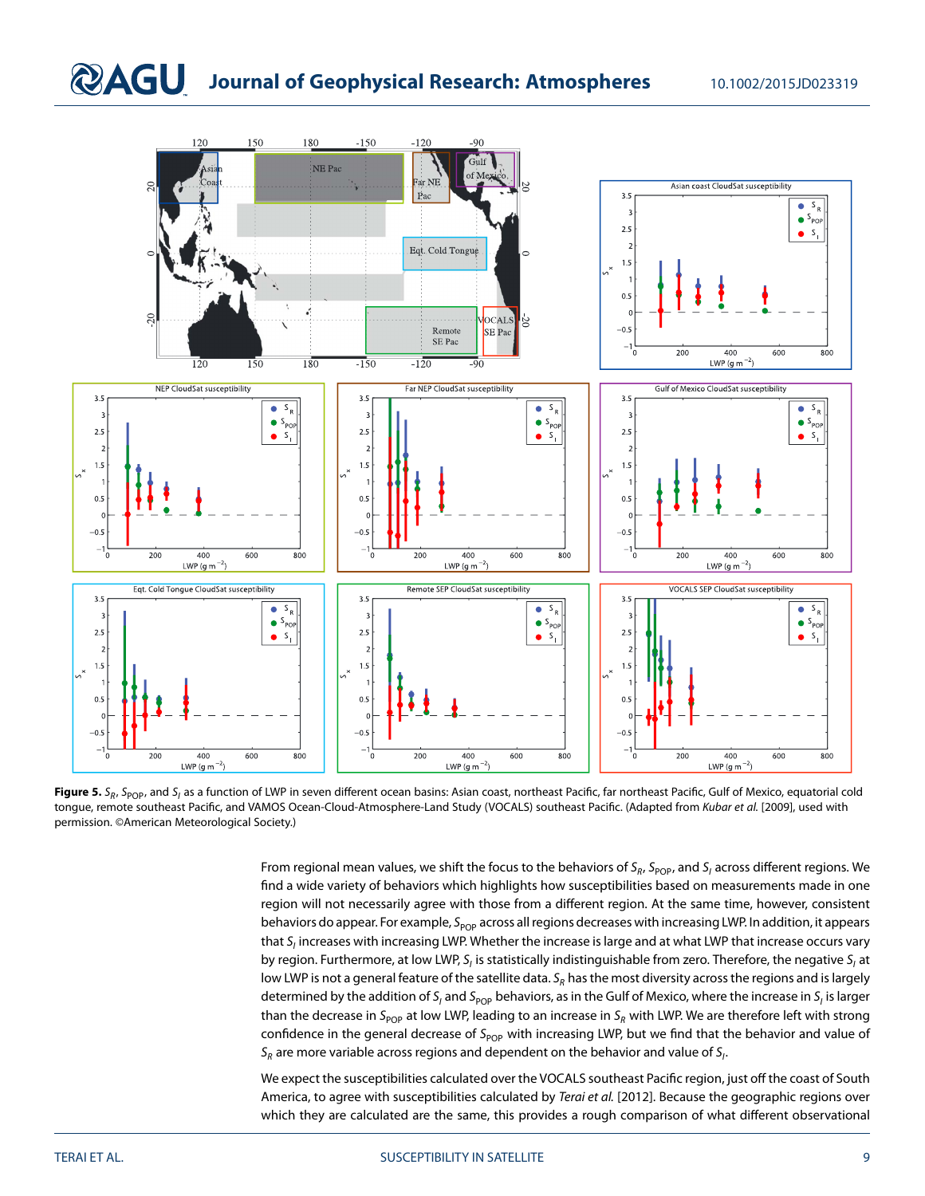**Figure 5.** $S_R$, $S_{POP}$, and $S_I$ as a function of LWP in seven different ocean basins: Asian coast, northeast Pacific, far northeast Pacific, Gulf of Mexico, equatorial cold tongue, remote southeast Pacific, and VAMOS Ocean-Cloud-Atmosphere-Land Study (VOCALS) southeast Pacific. (Adapted from *Kubar et al.* [2009], used with permission. ©American Meteorological Society.)

From regional mean values, we shift the focus to the behaviors of $S_R$, $S_{POP}$, and $S_I$ across different regions. We find a wide variety of behaviors which highlights how susceptibilities based on measurements made in one region will not necessarily agree with those from a different region. At the same time, however, consistent behaviors do appear. For example, $S_{POP}$ across all regions decreases with increasing LWP. In addition, it appears that $S_I$ increases with increasing LWP. Whether the increase is large and at what LWP that increase occurs vary by region. Furthermore, at low LWP, $S_I$ is statistically indistinguishable from zero. Therefore, the negative $S_I$ at low LWP is not a general feature of the satellite data. $S_R$ has the most diversity across the regions and is largely determined by the addition of $S_I$ and $S_{POP}$ behaviors, as in the Gulf of Mexico, where the increase in $S_I$ is larger than the decrease in $S_{POP}$ at low LWP, leading to an increase in $S_R$ with LWP. We are therefore left with strong confidence in the general decrease of $S_{POP}$ with increasing LWP, but we find that the behavior and value of $S_R$ are more variable across regions and dependent on the behavior and value of $S_I$.

We expect the susceptibilities calculated over the VOCALS southeast Pacific region, just off the coast of South America, to agree with susceptibilities calculated by *Terai et al.* [2012]. Because the geographic regions over which they are calculated are the same, this provides a rough comparison of what different observational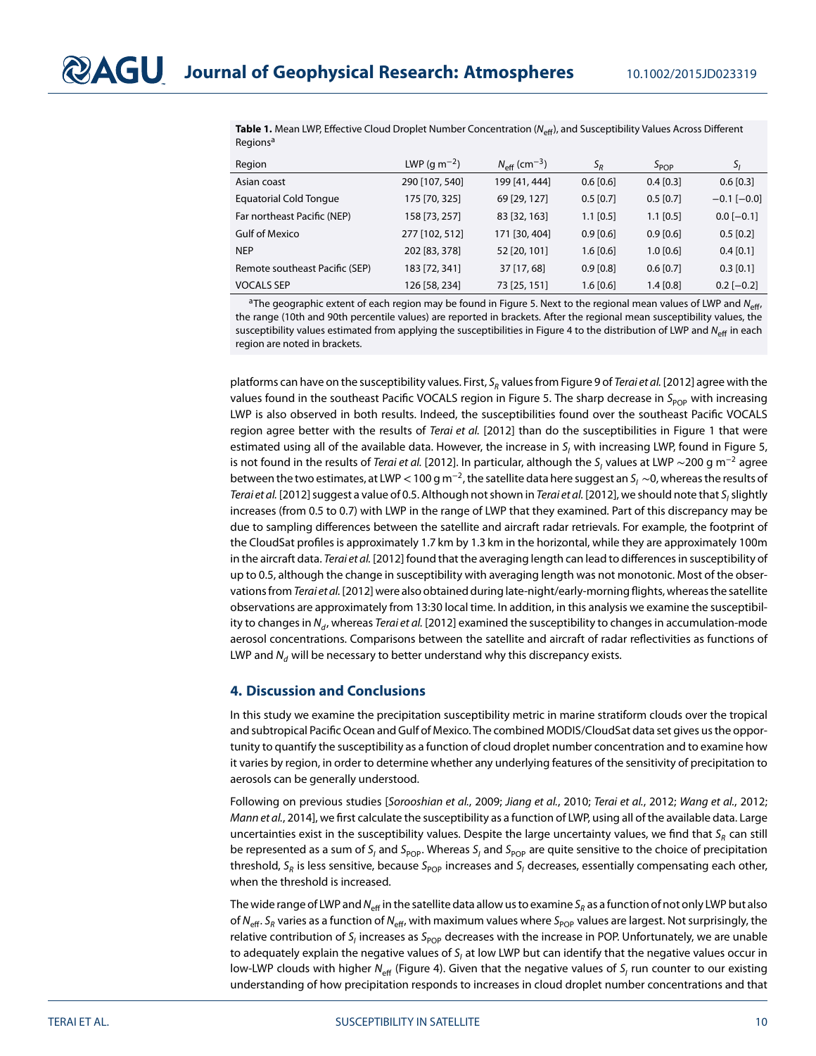**Table 1.** Mean LWP, Effective Cloud Droplet Number Concentration ($N_{eff}$), and Susceptibility Values Across Different Regions[a]

| Region | LWP (g m$^{-2}$) | $N_{eff}$ (cm$^{-3}$) | $S_R$ | $S_{POP}$ | $S_I$ |
|---|---|---|---|---|---|
| Asian coast | 290 [107, 540] | 199 [41, 444] | 0.6 [0.6] | 0.4 [0.3] | 0.6 [0.3] |
| Equatorial Cold Tongue | 175 [70, 325] | 69 [29, 127] | 0.5 [0.7] | 0.5 [0.7] | −0.1 [−0.0] |
| Far northeast Pacific (NEP) | 158 [73, 257] | 83 [32, 163] | 1.1 [0.5] | 1.1 [0.5] | 0.0 [−0.1] |
| Gulf of Mexico | 277 [102, 512] | 171 [30, 404] | 0.9 [0.6] | 0.9 [0.6] | 0.5 [0.2] |
| NEP | 202 [83, 378] | 52 [20, 101] | 1.6 [0.6] | 1.0 [0.6] | 0.4 [0.1] |
| Remote southeast Pacific (SEP) | 183 [72, 341] | 37 [17, 68] | 0.9 [0.8] | 0.6 [0.7] | 0.3 [0.1] |
| VOCALS SEP | 126 [58, 234] | 73 [25, 151] | 1.6 [0.6] | 1.4 [0.8] | 0.2 [−0.2] |

[a]The geographic extent of each region may be found in Figure 5. Next to the regional mean values of LWP and $N_{eff}$, the range (10th and 90th percentile values) are reported in brackets. After the regional mean susceptibility values, the susceptibility values estimated from applying the susceptibilities in Figure 4 to the distribution of LWP and $N_{eff}$ in each region are noted in brackets.

platforms can have on the susceptibility values. First, $S_R$ values from Figure 9 of *Terai et al.* [2012] agree with the values found in the southeast Pacific VOCALS region in Figure 5. The sharp decrease in $S_{POP}$ with increasing LWP is also observed in both results. Indeed, the susceptibilities found over the southeast Pacific VOCALS region agree better with the results of *Terai et al.* [2012] than do the susceptibilities in Figure 1 that were estimated using all of the available data. However, the increase in $S_I$ with increasing LWP, found in Figure 5, is not found in the results of *Terai et al.* [2012]. In particular, although the $S_I$ values at LWP ~200 g m$^{-2}$ agree between the two estimates, at LWP < 100 g m$^{-2}$, the satellite data here suggest an $S_I$ ~0, whereas the results of *Terai et al.* [2012] suggest a value of 0.5. Although not shown in *Terai et al.* [2012], we should note that $S_I$ slightly increases (from 0.5 to 0.7) with LWP in the range of LWP that they examined. Part of this discrepancy may be due to sampling differences between the satellite and aircraft radar retrievals. For example, the footprint of the CloudSat profiles is approximately 1.7 km by 1.3 km in the horizontal, while they are approximately 100m in the aircraft data. *Terai et al.* [2012] found that the averaging length can lead to differences in susceptibility of up to 0.5, although the change in susceptibility with averaging length was not monotonic. Most of the observations from *Terai et al.* [2012] were also obtained during late-night/early-morning flights, whereas the satellite observations are approximately from 13:30 local time. In addition, in this analysis we examine the susceptibility to changes in $N_d$, whereas *Terai et al.* [2012] examined the susceptibility to changes in accumulation-mode aerosol concentrations. Comparisons between the satellite and aircraft of radar reflectivities as functions of LWP and $N_d$ will be necessary to better understand why this discrepancy exists.

## 4. Discussion and Conclusions

In this study we examine the precipitation susceptibility metric in marine stratiform clouds over the tropical and subtropical Pacific Ocean and Gulf of Mexico. The combined MODIS/CloudSat data set gives us the opportunity to quantify the susceptibility as a function of cloud droplet number concentration and to examine how it varies by region, in order to determine whether any underlying features of the sensitivity of precipitation to aerosols can be generally understood.

Following on previous studies [*Sorooshian et al.*, 2009; *Jiang et al.*, 2010; *Terai et al.*, 2012; *Wang et al.*, 2012; *Mann et al.*, 2014], we first calculate the susceptibility as a function of LWP, using all of the available data. Large uncertainties exist in the susceptibility values. Despite the large uncertainty values, we find that $S_R$ can still be represented as a sum of $S_I$ and $S_{POP}$. Whereas $S_I$ and $S_{POP}$ are quite sensitive to the choice of precipitation threshold, $S_R$ is less sensitive, because $S_{POP}$ increases and $S_I$ decreases, essentially compensating each other, when the threshold is increased.

The wide range of LWP and $N_{eff}$ in the satellite data allow us to examine $S_R$ as a function of not only LWP but also of $N_{eff}$. $S_R$ varies as a function of $N_{eff}$, with maximum values where $S_{POP}$ values are largest. Not surprisingly, the relative contribution of $S_I$ increases as $S_{POP}$ decreases with the increase in POP. Unfortunately, we are unable to adequately explain the negative values of $S_I$ at low LWP but can identify that the negative values occur in low-LWP clouds with higher $N_{eff}$ (Figure 4). Given that the negative values of $S_I$ run counter to our existing understanding of how precipitation responds to increases in cloud droplet number concentrations and that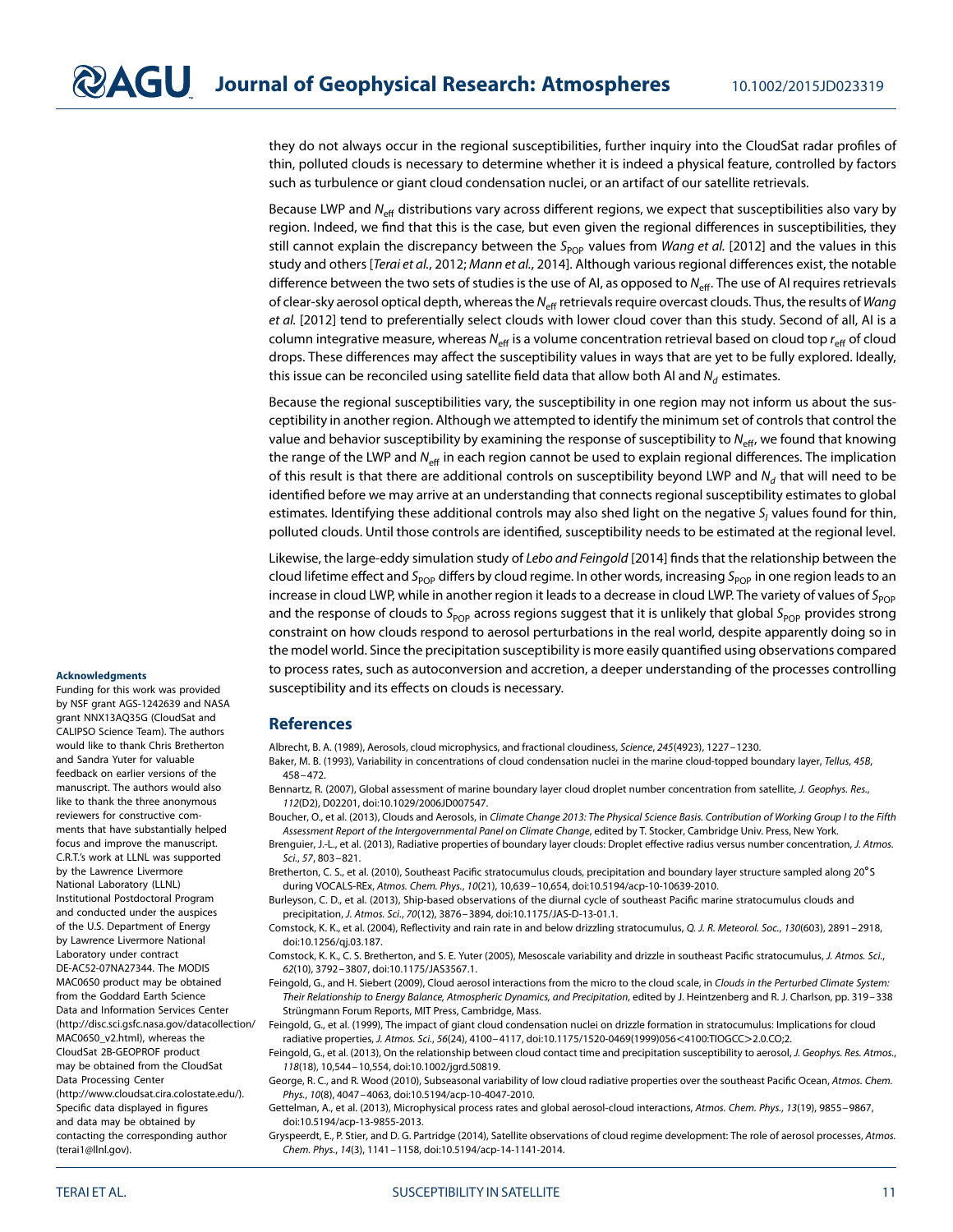they do not always occur in the regional susceptibilities, further inquiry into the CloudSat radar profiles of thin, polluted clouds is necessary to determine whether it is indeed a physical feature, controlled by factors such as turbulence or giant cloud condensation nuclei, or an artifact of our satellite retrievals.

Because LWP and $N_{\mathrm{eff}}$ distributions vary across different regions, we expect that susceptibilities also vary by region. Indeed, we find that this is the case, but even given the regional differences in susceptibilities, they still cannot explain the discrepancy between the $S_{\mathrm{POP}}$ values from *Wang et al.* [2012] and the values in this study and others [*Terai et al.*, 2012; *Mann et al.*, 2014]. Although various regional differences exist, the notable difference between the two sets of studies is the use of AI, as opposed to $N_{\mathrm{eff}}$. The use of AI requires retrievals of clear-sky aerosol optical depth, whereas the $N_{\mathrm{eff}}$ retrievals require overcast clouds. Thus, the results of *Wang et al.* [2012] tend to preferentially select clouds with lower cloud cover than this study. Second of all, AI is a column integrative measure, whereas $N_{\mathrm{eff}}$ is a volume concentration retrieval based on cloud top $r_{\mathrm{eff}}$ of cloud drops. These differences may affect the susceptibility values in ways that are yet to be fully explored. Ideally, this issue can be reconciled using satellite field data that allow both AI and $N_d$ estimates.

Because the regional susceptibilities vary, the susceptibility in one region may not inform us about the susceptibility in another region. Although we attempted to identify the minimum set of controls that control the value and behavior susceptibility by examining the response of susceptibility to $N_{\mathrm{eff}}$, we found that knowing the range of the LWP and $N_{\mathrm{eff}}$ in each region cannot be used to explain regional differences. The implication of this result is that there are additional controls on susceptibility beyond LWP and $N_d$ that will need to be identified before we may arrive at an understanding that connects regional susceptibility estimates to global estimates. Identifying these additional controls may also shed light on the negative $S_I$ values found for thin, polluted clouds. Until those controls are identified, susceptibility needs to be estimated at the regional level.

Likewise, the large-eddy simulation study of *Lebo and Feingold* [2014] finds that the relationship between the cloud lifetime effect and $S_{\mathrm{POP}}$ differs by cloud regime. In other words, increasing $S_{\mathrm{POP}}$ in one region leads to an increase in cloud LWP, while in another region it leads to a decrease in cloud LWP. The variety of values of $S_{\mathrm{POP}}$ and the response of clouds to $S_{\mathrm{POP}}$ across regions suggest that it is unlikely that global $S_{\mathrm{POP}}$ provides strong constraint on how clouds respond to aerosol perturbations in the real world, despite apparently doing so in the model world. Since the precipitation susceptibility is more easily quantified using observations compared to process rates, such as autoconversion and accretion, a deeper understanding of the processes controlling susceptibility and its effects on clouds is necessary.

**Acknowledgments**

Funding for this work was provided by NSF grant AGS-1242639 and NASA grant NNX13AQ35G (CloudSat and CALIPSO Science Team). The authors would like to thank Chris Bretherton and Sandra Yuter for valuable feedback on earlier versions of the manuscript. The authors would also like to thank the three anonymous reviewers for constructive comments that have substantially helped focus and improve the manuscript. C.R.T.'s work at LLNL was supported by the Lawrence Livermore National Laboratory (LLNL) Institutional Postdoctoral Program and conducted under the auspices of the U.S. Department of Energy by Lawrence Livermore National Laboratory under contract DE-AC52-07NA27344. The MODIS MAC06S0 product may be obtained from the Goddard Earth Science Data and Information Services Center (http://disc.sci.gsfc.nasa.gov/datacollection/MAC06S0_v2.html), whereas the CloudSat 2B-GEOPROF product may be obtained from the CloudSat Data Processing Center (http://www.cloudsat.cira.colostate.edu/). Specific data displayed in figures and data may be obtained by contacting the corresponding author (terai1@llnl.gov).

## References

Albrecht, B. A. (1989), Aerosols, cloud microphysics, and fractional cloudiness, *Science*, *245*(4923), 1227–1230.

Baker, M. B. (1993), Variability in concentrations of cloud condensation nuclei in the marine cloud-topped boundary layer, *Tellus*, *45B*, 458–472.

Bennartz, R. (2007), Global assessment of marine boundary layer cloud droplet number concentration from satellite, *J. Geophys. Res.*, *112*(D2), D02201, doi:10.1029/2006JD007547.

Boucher, O., et al. (2013), Clouds and Aerosols, in *Climate Change 2013: The Physical Science Basis. Contribution of Working Group I to the Fifth Assessment Report of the Intergovernmental Panel on Climate Change*, edited by T. Stocker, Cambridge Univ. Press, New York.

Brenguier, J.-L., et al. (2013), Radiative properties of boundary layer clouds: Droplet effective radius versus number concentration, *J. Atmos. Sci.*, *57*, 803–821.

Bretherton, C. S., et al. (2010), Southeast Pacific stratocumulus clouds, precipitation and boundary layer structure sampled along 20°S during VOCALS-REx, *Atmos. Chem. Phys.*, *10*(21), 10,639–10,654, doi:10.5194/acp-10-10639-2010.

Burleyson, C. D., et al. (2013), Ship-based observations of the diurnal cycle of southeast Pacific marine stratocumulus clouds and precipitation, *J. Atmos. Sci.*, *70*(12), 3876–3894, doi:10.1175/JAS-D-13-01.1.

Comstock, K. K., et al. (2004), Reflectivity and rain rate in and below drizzling stratocumulus, *Q. J. R. Meteorol. Soc.*, *130*(603), 2891–2918, doi:10.1256/qj.03.187.

Comstock, K. K., C. S. Bretherton, and S. E. Yuter (2005), Mesoscale variability and drizzle in southeast Pacific stratocumulus, *J. Atmos. Sci.*, *62*(10), 3792–3807, doi:10.1175/JAS3567.1.

Feingold, G., and H. Siebert (2009), Cloud aerosol interactions from the micro to the cloud scale, in *Clouds in the Perturbed Climate System: Their Relationship to Energy Balance, Atmospheric Dynamics, and Precipitation*, edited by J. Heintzenberg and R. J. Charlson, pp. 319–338 Strüngmann Forum Reports, MIT Press, Cambridge, Mass.

Feingold, G., et al. (1999), The impact of giant cloud condensation nuclei on drizzle formation in stratocumulus: Implications for cloud radiative properties, *J. Atmos. Sci.*, *56*(24), 4100–4117, doi:10.1175/1520-0469(1999)056<4100:TIOGCC>2.0.CO;2.

Feingold, G., et al. (2013), On the relationship between cloud contact time and precipitation susceptibility to aerosol, *J. Geophys. Res. Atmos.*, *118*(18), 10,544–10,554, doi:10.1002/jgrd.50819.

George, R. C., and R. Wood (2010), Subseasonal variability of low cloud radiative properties over the southeast Pacific Ocean, *Atmos. Chem. Phys.*, *10*(8), 4047–4063, doi:10.5194/acp-10-4047-2010.

Gettelman, A., et al. (2013), Microphysical process rates and global aerosol-cloud interactions, *Atmos. Chem. Phys.*, *13*(19), 9855–9867, doi:10.5194/acp-13-9855-2013.

Gryspeerdt, E., P. Stier, and D. G. Partridge (2014), Satellite observations of cloud regime development: The role of aerosol processes, *Atmos. Chem. Phys.*, *14*(3), 1141–1158, doi:10.5194/acp-14-1141-2014.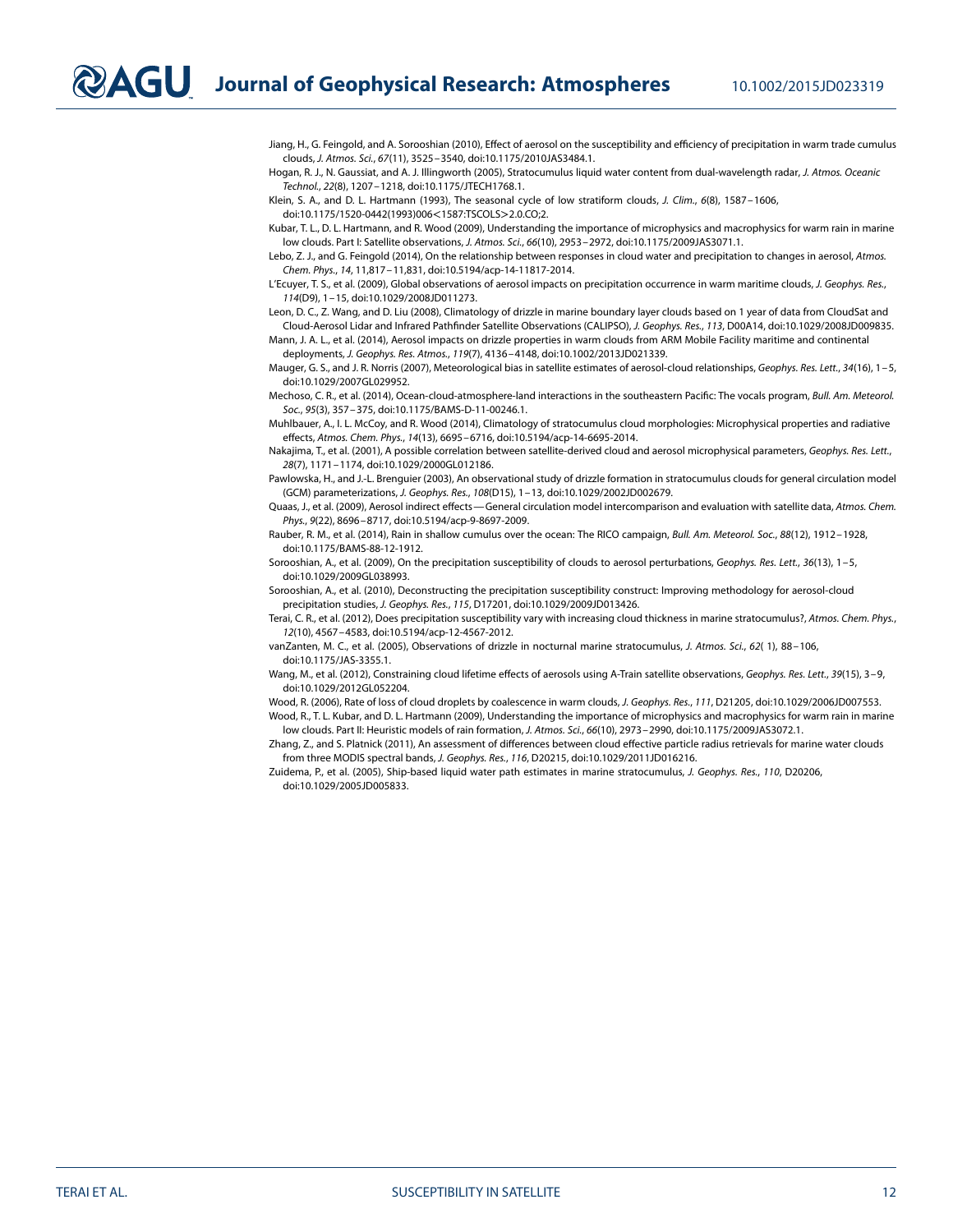Jiang, H., G. Feingold, and A. Sorooshian (2010), Effect of aerosol on the susceptibility and efficiency of precipitation in warm trade cumulus clouds, *J. Atmos. Sci.*, *67*(11), 3525–3540, doi:10.1175/2010JAS3484.1.

Hogan, R. J., N. Gaussiat, and A. J. Illingworth (2005), Stratocumulus liquid water content from dual-wavelength radar, *J. Atmos. Oceanic Technol.*, *22*(8), 1207–1218, doi:10.1175/JTECH1768.1.

Klein, S. A., and D. L. Hartmann (1993), The seasonal cycle of low stratiform clouds, *J. Clim.*, *6*(8), 1587–1606, doi:10.1175/1520-0442(1993)006<1587:TSCOLS>2.0.CO;2.

Kubar, T. L., D. L. Hartmann, and R. Wood (2009), Understanding the importance of microphysics and macrophysics for warm rain in marine low clouds. Part I: Satellite observations, *J. Atmos. Sci.*, *66*(10), 2953–2972, doi:10.1175/2009JAS3071.1.

Lebo, Z. J., and G. Feingold (2014), On the relationship between responses in cloud water and precipitation to changes in aerosol, *Atmos. Chem. Phys.*, *14*, 11,817–11,831, doi:10.5194/acp-14-11817-2014.

L'Ecuyer, T. S., et al. (2009), Global observations of aerosol impacts on precipitation occurrence in warm maritime clouds, *J. Geophys. Res.*, *114*(D9), 1–15, doi:10.1029/2008JD011273.

Leon, D. C., Z. Wang, and D. Liu (2008), Climatology of drizzle in marine boundary layer clouds based on 1 year of data from CloudSat and Cloud-Aerosol Lidar and Infrared Pathfinder Satellite Observations (CALIPSO), *J. Geophys. Res.*, *113*, D00A14, doi:10.1029/2008JD009835.

Mann, J. A. L., et al. (2014), Aerosol impacts on drizzle properties in warm clouds from ARM Mobile Facility maritime and continental deployments, *J. Geophys. Res. Atmos.*, *119*(7), 4136–4148, doi:10.1002/2013JD021339.

Mauger, G. S., and J. R. Norris (2007), Meteorological bias in satellite estimates of aerosol-cloud relationships, *Geophys. Res. Lett.*, *34*(16), 1–5, doi:10.1029/2007GL029952.

Mechoso, C. R., et al. (2014), Ocean-cloud-atmosphere-land interactions in the southeastern Pacific: The vocals program, *Bull. Am. Meteorol. Soc.*, *95*(3), 357–375, doi:10.1175/BAMS-D-11-00246.1.

Muhlbauer, A., I. L. McCoy, and R. Wood (2014), Climatology of stratocumulus cloud morphologies: Microphysical properties and radiative effects, *Atmos. Chem. Phys.*, *14*(13), 6695–6716, doi:10.5194/acp-14-6695-2014.

Nakajima, T., et al. (2001), A possible correlation between satellite-derived cloud and aerosol microphysical parameters, *Geophys. Res. Lett.*, *28*(7), 1171–1174, doi:10.1029/2000GL012186.

Pawlowska, H., and J.-L. Brenguier (2003), An observational study of drizzle formation in stratocumulus clouds for general circulation model (GCM) parameterizations, *J. Geophys. Res.*, *108*(D15), 1–13, doi:10.1029/2002JD002679.

Quaas, J., et al. (2009), Aerosol indirect effects—General circulation model intercomparison and evaluation with satellite data, *Atmos. Chem. Phys.*, *9*(22), 8696–8717, doi:10.5194/acp-9-8697-2009.

Rauber, R. M., et al. (2014), Rain in shallow cumulus over the ocean: The RICO campaign, *Bull. Am. Meteorol. Soc.*, *88*(12), 1912–1928, doi:10.1175/BAMS-88-12-1912.

Sorooshian, A., et al. (2009), On the precipitation susceptibility of clouds to aerosol perturbations, *Geophys. Res. Lett.*, *36*(13), 1–5, doi:10.1029/2009GL038993.

Sorooshian, A., et al. (2010), Deconstructing the precipitation susceptibility construct: Improving methodology for aerosol-cloud precipitation studies, *J. Geophys. Res.*, *115*, D17201, doi:10.1029/2009JD013426.

Terai, C. R., et al. (2012), Does precipitation susceptibility vary with increasing cloud thickness in marine stratocumulus?, *Atmos. Chem. Phys.*, *12*(10), 4567–4583, doi:10.5194/acp-12-4567-2012.

vanZanten, M. C., et al. (2005), Observations of drizzle in nocturnal marine stratocumulus, *J. Atmos. Sci.*, *62*( 1), 88–106, doi:10.1175/JAS-3355.1.

Wang, M., et al. (2012), Constraining cloud lifetime effects of aerosols using A-Train satellite observations, *Geophys. Res. Lett.*, *39*(15), 3–9, doi:10.1029/2012GL052204.

Wood, R. (2006), Rate of loss of cloud droplets by coalescence in warm clouds, *J. Geophys. Res.*, *111*, D21205, doi:10.1029/2006JD007553.

Wood, R., T. L. Kubar, and D. L. Hartmann (2009), Understanding the importance of microphysics and macrophysics for warm rain in marine low clouds. Part II: Heuristic models of rain formation, *J. Atmos. Sci.*, *66*(10), 2973–2990, doi:10.1175/2009JAS3072.1.

Zhang, Z., and S. Platnick (2011), An assessment of differences between cloud effective particle radius retrievals for marine water clouds from three MODIS spectral bands, *J. Geophys. Res.*, *116*, D20215, doi:10.1029/2011JD016216.

Zuidema, P., et al. (2005), Ship-based liquid water path estimates in marine stratocumulus, *J. Geophys. Res.*, *110*, D20206, doi:10.1029/2005JD005833.